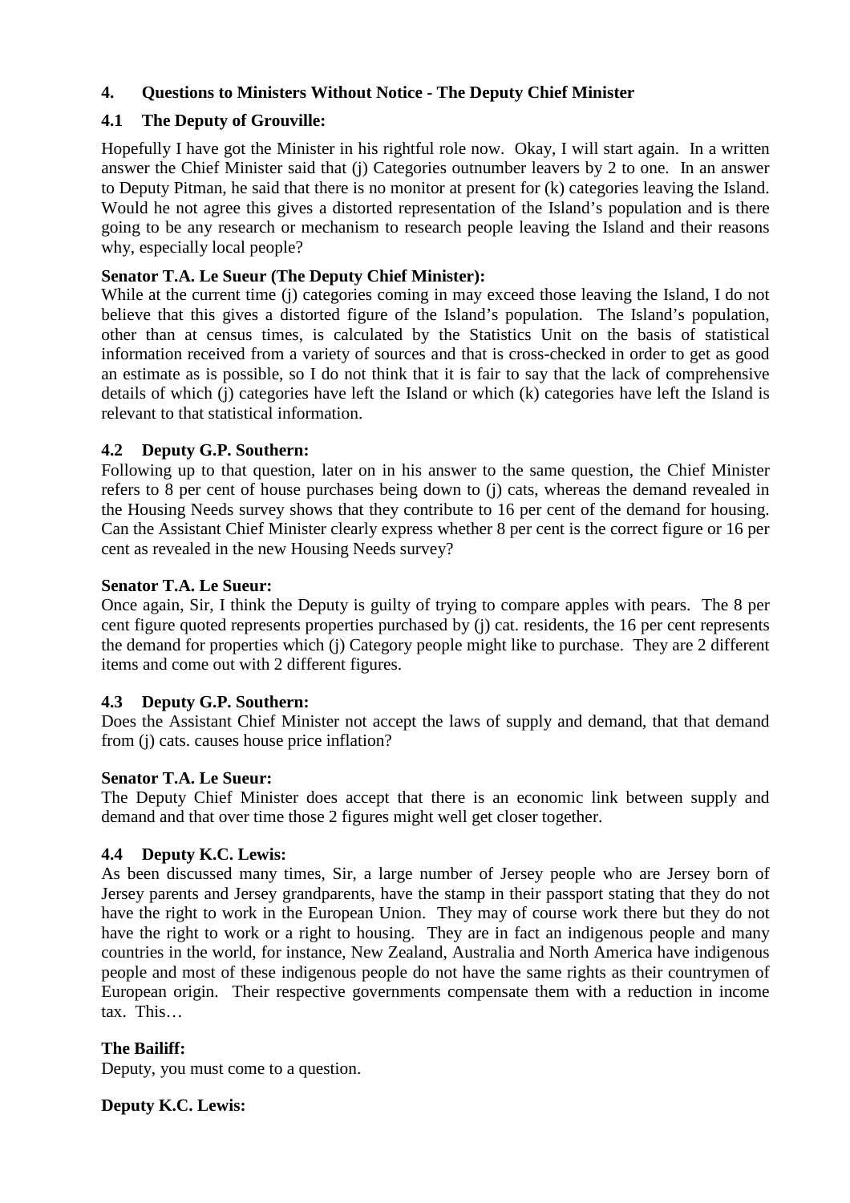## 4. Questions to Ministers Without Notice - The Deputy Chief Minister

### 4.1 The Deputy of Grouville:

Hopefully I have got the Minister in his rightful role now. Okay, I will start again. In a written answer the Chief Minister said that (j) Categories outnumber leavers by 2 to one. In an answer to Deputy Pitman, he said that there is no monitor at present for (k) categories leaving the Island. Would he not agree this gives a distorted representation of the Island's population and is there going to be any research or mechanism to research people leaving the Island and their reasons why, especially local people?

**Senator T.A. Le Sueur (The Deputy Chief Minister):**

While at the current time (j) categories coming in may exceed those leaving the Island, I do not believe that this gives a distorted figure of the Island's population. The Island's population, other than at census times, is calculated by the Statistics Unit on the basis of statistical information received from a variety of sources and that is cross-checked in order to get as good an estimate as is possible, so I do not think that it is fair to say that the lack of comprehensive details of which (j) categories have left the Island or which (k) categories have left the Island is relevant to that statistical information.

### 4.2 Deputy G.P. Southern:

Following up to that question, later on in his answer to the same question, the Chief Minister refers to 8 per cent of house purchases being down to (j) cats, whereas the demand revealed in the Housing Needs survey shows that they contribute to 16 per cent of the demand for housing. Can the Assistant Chief Minister clearly express whether 8 per cent is the correct figure or 16 per cent as revealed in the new Housing Needs survey?

**Senator T.A. Le Sueur:**

Once again, Sir, I think the Deputy is guilty of trying to compare apples with pears. The 8 per cent figure quoted represents properties purchased by (j) cat. residents, the 16 per cent represents the demand for properties which (j) Category people might like to purchase. They are 2 different items and come out with 2 different figures.

### 4.3 Deputy G.P. Southern:

Does the Assistant Chief Minister not accept the laws of supply and demand, that that demand from (j) cats. causes house price inflation?

**Senator T.A. Le Sueur:**

The Deputy Chief Minister does accept that there is an economic link between supply and demand and that over time those 2 figures might well get closer together.

### 4.4 Deputy K.C. Lewis:

As been discussed many times, Sir, a large number of Jersey people who are Jersey born of Jersey parents and Jersey grandparents, have the stamp in their passport stating that they do not have the right to work in the European Union. They may of course work there but they do not have the right to work or a right to housing. They are in fact an indigenous people and many countries in the world, for instance, New Zealand, Australia and North America have indigenous people and most of these indigenous people do not have the same rights as their countrymen of European origin. Their respective governments compensate them with a reduction in income tax. This…

**The Bailiff:**

Deputy, you must come to a question.

**Deputy K.C. Lewis:**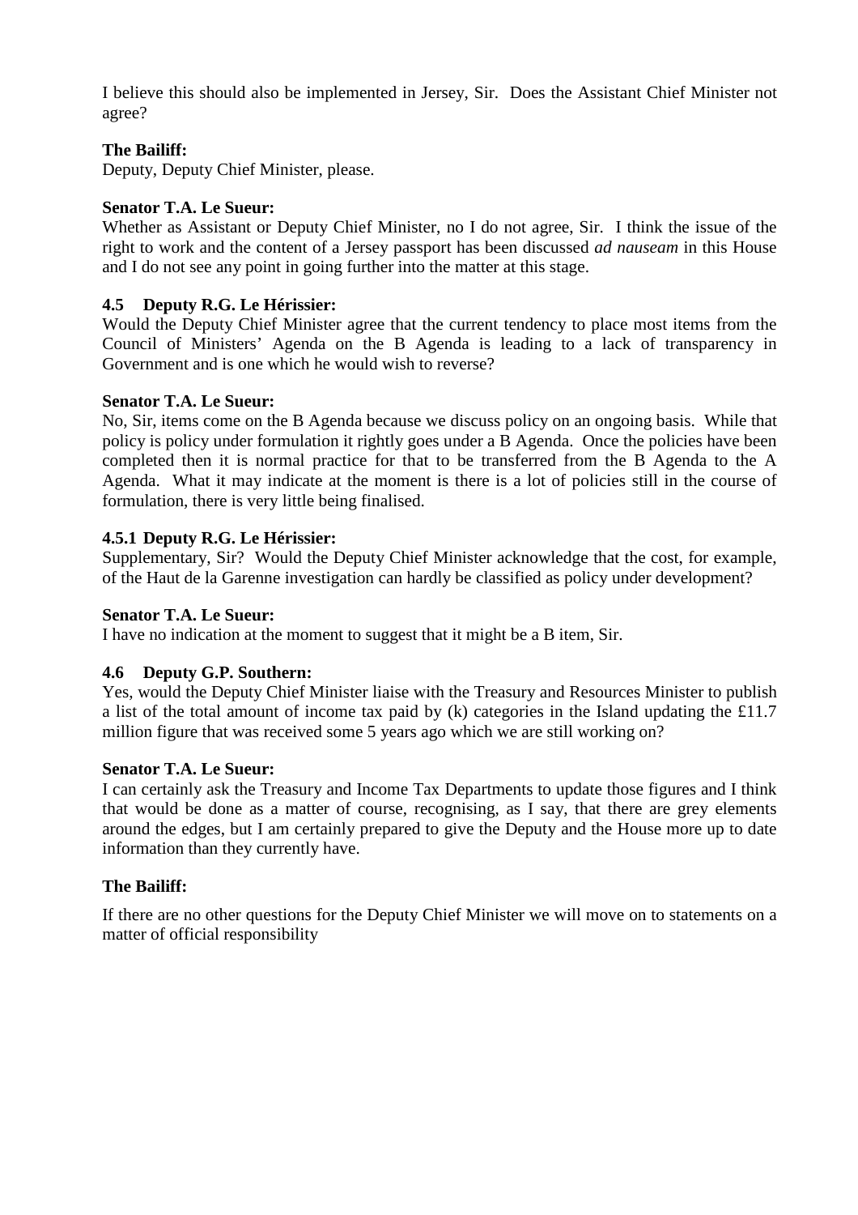I believe this should also be implemented in Jersey, Sir. Does the Assistant Chief Minister not agree?

**The Bailiff:**
Deputy, Deputy Chief Minister, please.

**Senator T.A. Le Sueur:**
Whether as Assistant or Deputy Chief Minister, no I do not agree, Sir. I think the issue of the right to work and the content of a Jersey passport has been discussed *ad nauseam* in this House and I do not see any point in going further into the matter at this stage.

**4.5 Deputy R.G. Le Hérissier:**
Would the Deputy Chief Minister agree that the current tendency to place most items from the Council of Ministers' Agenda on the B Agenda is leading to a lack of transparency in Government and is one which he would wish to reverse?

**Senator T.A. Le Sueur:**
No, Sir, items come on the B Agenda because we discuss policy on an ongoing basis. While that policy is policy under formulation it rightly goes under a B Agenda. Once the policies have been completed then it is normal practice for that to be transferred from the B Agenda to the A Agenda. What it may indicate at the moment is there is a lot of policies still in the course of formulation, there is very little being finalised.

**4.5.1 Deputy R.G. Le Hérissier:**
Supplementary, Sir? Would the Deputy Chief Minister acknowledge that the cost, for example, of the Haut de la Garenne investigation can hardly be classified as policy under development?

**Senator T.A. Le Sueur:**
I have no indication at the moment to suggest that it might be a B item, Sir.

**4.6 Deputy G.P. Southern:**
Yes, would the Deputy Chief Minister liaise with the Treasury and Resources Minister to publish a list of the total amount of income tax paid by (k) categories in the Island updating the £11.7 million figure that was received some 5 years ago which we are still working on?

**Senator T.A. Le Sueur:**
I can certainly ask the Treasury and Income Tax Departments to update those figures and I think that would be done as a matter of course, recognising, as I say, that there are grey elements around the edges, but I am certainly prepared to give the Deputy and the House more up to date information than they currently have.

**The Bailiff:**

If there are no other questions for the Deputy Chief Minister we will move on to statements on a matter of official responsibility